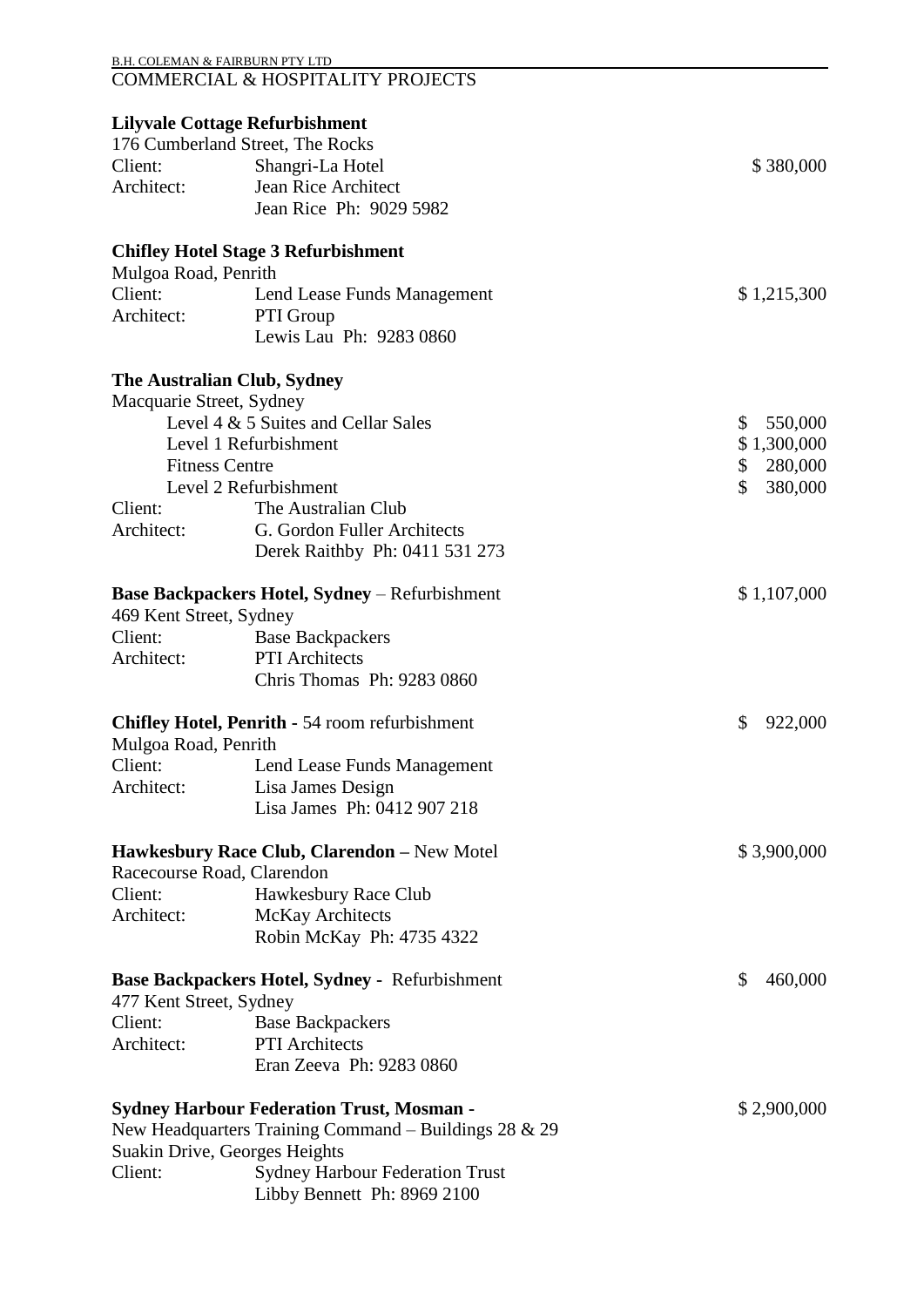B.H. COLEMAN & FAIRBURN PTY LTD

## COMMERCIAL & HOSPITALITY PROJECTS

**Lilyvale Cottage Refurbishment**
176 Cumberland Street, The Rocks
Client: Shangri-La Hotel — $ 380,000
Architect: Jean Rice Architect
Jean Rice Ph: 9029 5982

**Chifley Hotel Stage 3 Refurbishment**
Mulgoa Road, Penrith
Client: Lend Lease Funds Management — $ 1,215,300
Architect: PTI Group
Lewis Lau Ph: 9283 0860

**The Australian Club, Sydney**
Macquarie Street, Sydney

| | |
|---|---|
| Level 4 & 5 Suites and Cellar Sales | $ 550,000 |
| Level 1 Refurbishment | $ 1,300,000 |
| Fitness Centre | $ 280,000 |
| Level 2 Refurbishment | $ 380,000 |

Client: The Australian Club
Architect: G. Gordon Fuller Architects
Derek Raithby Ph: 0411 531 273

**Base Backpackers Hotel, Sydney** – Refurbishment — $ 1,107,000
469 Kent Street, Sydney
Client: Base Backpackers
Architect: PTI Architects
Chris Thomas Ph: 9283 0860

**Chifley Hotel, Penrith** - 54 room refurbishment — $ 922,000
Mulgoa Road, Penrith
Client: Lend Lease Funds Management
Architect: Lisa James Design
Lisa James Ph: 0412 907 218

**Hawkesbury Race Club, Clarendon –** New Motel — $ 3,900,000
Racecourse Road, Clarendon
Client: Hawkesbury Race Club
Architect: McKay Architects
Robin McKay Ph: 4735 4322

**Base Backpackers Hotel, Sydney -** Refurbishment — $ 460,000
477 Kent Street, Sydney
Client: Base Backpackers
Architect: PTI Architects
Eran Zeeva Ph: 9283 0860

**Sydney Harbour Federation Trust, Mosman -** — $ 2,900,000
New Headquarters Training Command – Buildings 28 & 29
Suakin Drive, Georges Heights
Client: Sydney Harbour Federation Trust
Libby Bennett Ph: 8969 2100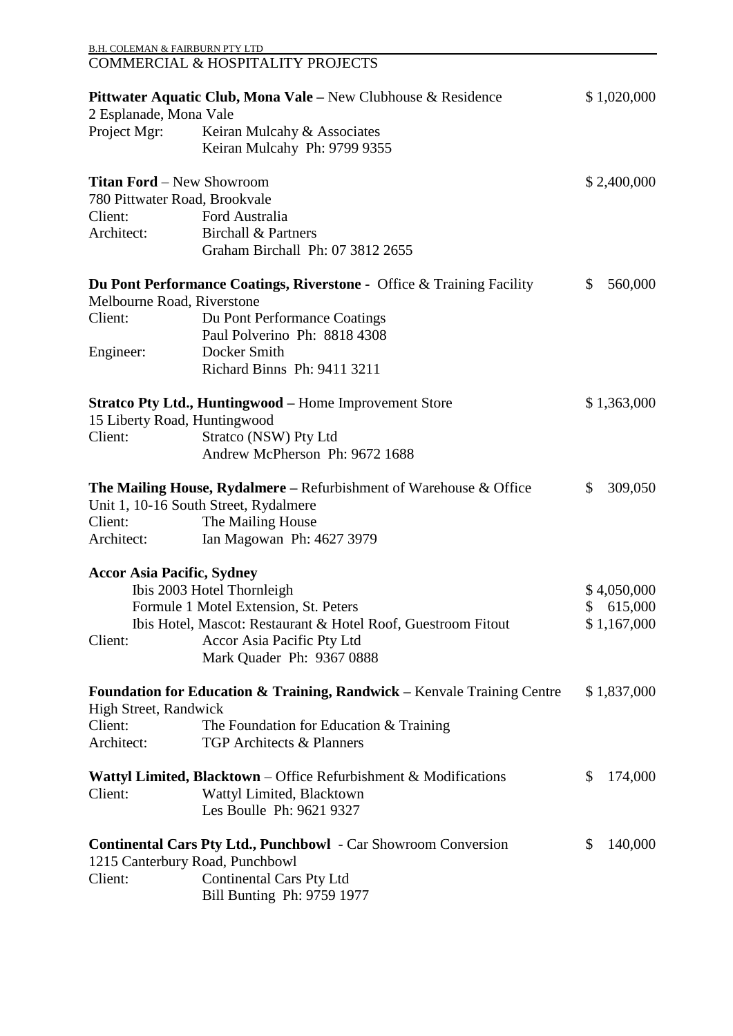B.H. COLEMAN & FAIRBURN PTY LTD

## COMMERCIAL & HOSPITALITY PROJECTS

**Pittwater Aquatic Club, Mona Vale** – New Clubhouse & Residence — $ 1,020,000
2 Esplanade, Mona Vale
Project Mgr: Keiran Mulcahy & Associates
Keiran Mulcahy Ph: 9799 9355

**Titan Ford** – New Showroom — $ 2,400,000
780 Pittwater Road, Brookvale
Client: Ford Australia
Architect: Birchall & Partners
Graham Birchall Ph: 07 3812 2655

**Du Pont Performance Coatings, Riverstone** - Office & Training Facility — $ 560,000
Melbourne Road, Riverstone
Client: Du Pont Performance Coatings
Paul Polverino Ph: 8818 4308
Engineer: Docker Smith
Richard Binns Ph: 9411 3211

**Stratco Pty Ltd., Huntingwood** – Home Improvement Store — $ 1,363,000
15 Liberty Road, Huntingwood
Client: Stratco (NSW) Pty Ltd
Andrew McPherson Ph: 9672 1688

**The Mailing House, Rydalmere** – Refurbishment of Warehouse & Office — $ 309,050
Unit 1, 10-16 South Street, Rydalmere
Client: The Mailing House
Architect: Ian Magowan Ph: 4627 3979

**Accor Asia Pacific, Sydney**
Ibis 2003 Hotel Thornleigh — $ 4,050,000
Formule 1 Motel Extension, St. Peters — $ 615,000
Ibis Hotel, Mascot: Restaurant & Hotel Roof, Guestroom Fitout — $ 1,167,000
Client: Accor Asia Pacific Pty Ltd
Mark Quader Ph: 9367 0888

**Foundation for Education & Training, Randwick** – Kenvale Training Centre — $ 1,837,000
High Street, Randwick
Client: The Foundation for Education & Training
Architect: TGP Architects & Planners

**Wattyl Limited, Blacktown** – Office Refurbishment & Modifications — $ 174,000
Client: Wattyl Limited, Blacktown
Les Boulle Ph: 9621 9327

**Continental Cars Pty Ltd., Punchbowl** - Car Showroom Conversion — $ 140,000
1215 Canterbury Road, Punchbowl
Client: Continental Cars Pty Ltd
Bill Bunting Ph: 9759 1977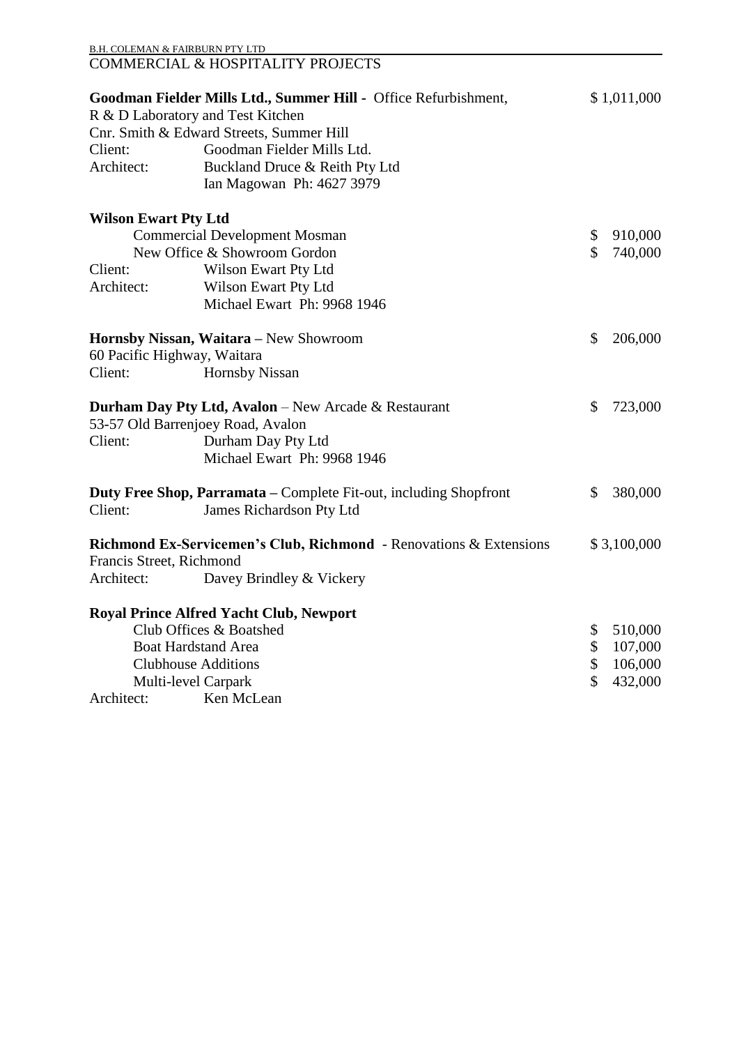B.H. COLEMAN & FAIRBURN PTY LTD

## COMMERCIAL & HOSPITALITY PROJECTS

**Goodman Fielder Mills Ltd., Summer Hill -** Office Refurbishment, R & D Laboratory and Test Kitchen — $ 1,011,000
Cnr. Smith & Edward Streets, Summer Hill
Client: Goodman Fielder Mills Ltd.
Architect: Buckland Druce & Reith Pty Ltd
Ian Magowan Ph: 4627 3979

**Wilson Ewart Pty Ltd**
Commercial Development Mosman — $ 910,000
New Office & Showroom Gordon — $ 740,000
Client: Wilson Ewart Pty Ltd
Architect: Wilson Ewart Pty Ltd
Michael Ewart Ph: 9968 1946

**Hornsby Nissan, Waitara –** New Showroom — $ 206,000
60 Pacific Highway, Waitara
Client: Hornsby Nissan

**Durham Day Pty Ltd, Avalon** – New Arcade & Restaurant — $ 723,000
53-57 Old Barrenjoey Road, Avalon
Client: Durham Day Pty Ltd
Michael Ewart Ph: 9968 1946

**Duty Free Shop, Parramata –** Complete Fit-out, including Shopfront — $ 380,000
Client: James Richardson Pty Ltd

**Richmond Ex-Servicemen's Club, Richmond** - Renovations & Extensions — $ 3,100,000
Francis Street, Richmond
Architect: Davey Brindley & Vickery

**Royal Prince Alfred Yacht Club, Newport**
Club Offices & Boatshed — $ 510,000
Boat Hardstand Area — $ 107,000
Clubhouse Additions — $ 106,000
Multi-level Carpark — $ 432,000
Architect: Ken McLean